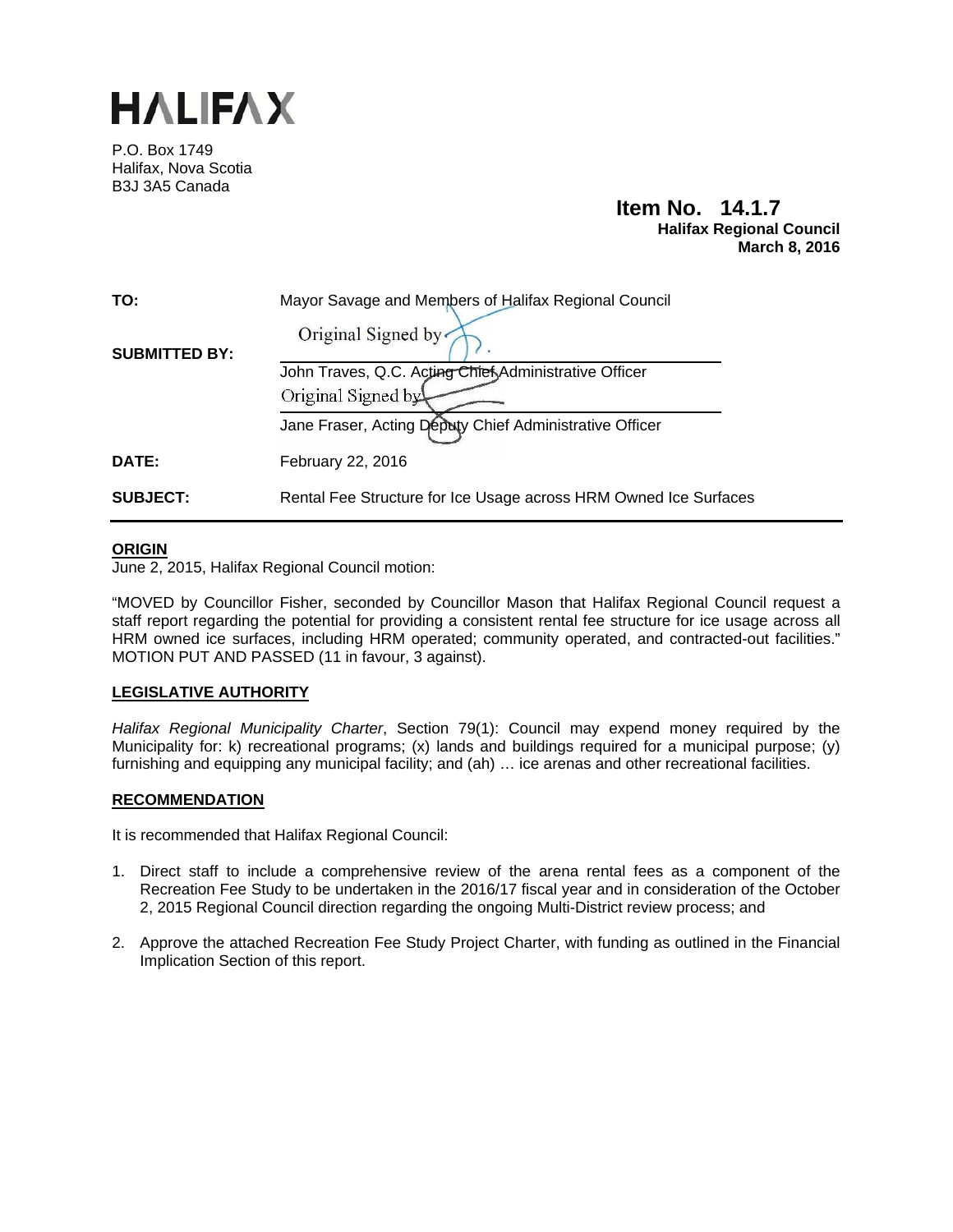# HALIFAX

P.O. Box 1749
Halifax, Nova Scotia
B3J 3A5 Canada

**Item No. 14.1.7**
**Halifax Regional Council**
**March 8, 2016**

| | |
|---|---|
| **TO:** | Mayor Savage and Members of Halifax Regional Council |
| **SUBMITTED BY:** | Original Signed by<br>John Traves, Q.C. Acting Chief Administrative Officer<br>Original Signed by<br>Jane Fraser, Acting Deputy Chief Administrative Officer |
| **DATE:** | February 22, 2016 |
| **SUBJECT:** | Rental Fee Structure for Ice Usage across HRM Owned Ice Surfaces |

## ORIGIN

June 2, 2015, Halifax Regional Council motion:

"MOVED by Councillor Fisher, seconded by Councillor Mason that Halifax Regional Council request a staff report regarding the potential for providing a consistent rental fee structure for ice usage across all HRM owned ice surfaces, including HRM operated; community operated, and contracted-out facilities." MOTION PUT AND PASSED (11 in favour, 3 against).

## LEGISLATIVE AUTHORITY

*Halifax Regional Municipality Charter*, Section 79(1): Council may expend money required by the Municipality for: k) recreational programs; (x) lands and buildings required for a municipal purpose; (y) furnishing and equipping any municipal facility; and (ah) … ice arenas and other recreational facilities.

## RECOMMENDATION

It is recommended that Halifax Regional Council:

1. Direct staff to include a comprehensive review of the arena rental fees as a component of the Recreation Fee Study to be undertaken in the 2016/17 fiscal year and in consideration of the October 2, 2015 Regional Council direction regarding the ongoing Multi-District review process; and

2. Approve the attached Recreation Fee Study Project Charter, with funding as outlined in the Financial Implication Section of this report.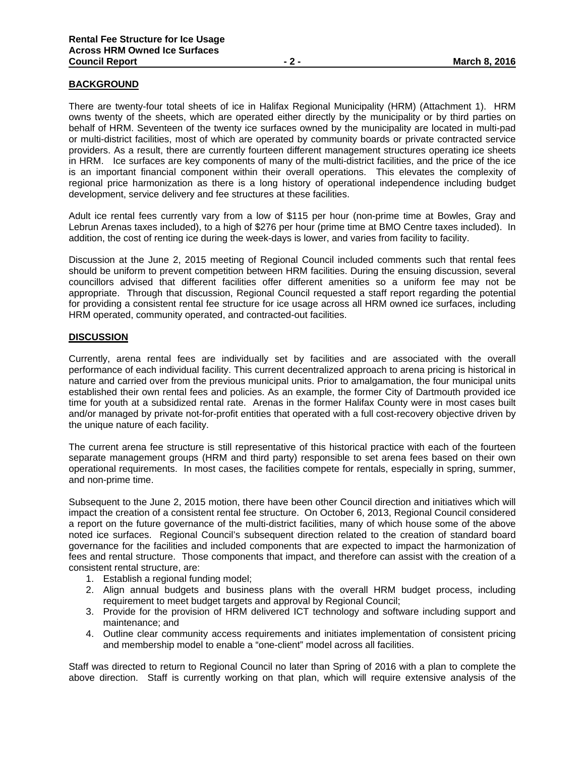## BACKGROUND

There are twenty-four total sheets of ice in Halifax Regional Municipality (HRM) (Attachment 1). HRM owns twenty of the sheets, which are operated either directly by the municipality or by third parties on behalf of HRM. Seventeen of the twenty ice surfaces owned by the municipality are located in multi-pad or multi-district facilities, most of which are operated by community boards or private contracted service providers. As a result, there are currently fourteen different management structures operating ice sheets in HRM. Ice surfaces are key components of many of the multi-district facilities, and the price of the ice is an important financial component within their overall operations. This elevates the complexity of regional price harmonization as there is a long history of operational independence including budget development, service delivery and fee structures at these facilities.

Adult ice rental fees currently vary from a low of $115 per hour (non-prime time at Bowles, Gray and Lebrun Arenas taxes included), to a high of $276 per hour (prime time at BMO Centre taxes included). In addition, the cost of renting ice during the week-days is lower, and varies from facility to facility.

Discussion at the June 2, 2015 meeting of Regional Council included comments such that rental fees should be uniform to prevent competition between HRM facilities. During the ensuing discussion, several councillors advised that different facilities offer different amenities so a uniform fee may not be appropriate. Through that discussion, Regional Council requested a staff report regarding the potential for providing a consistent rental fee structure for ice usage across all HRM owned ice surfaces, including HRM operated, community operated, and contracted-out facilities.

## DISCUSSION

Currently, arena rental fees are individually set by facilities and are associated with the overall performance of each individual facility. This current decentralized approach to arena pricing is historical in nature and carried over from the previous municipal units. Prior to amalgamation, the four municipal units established their own rental fees and policies. As an example, the former City of Dartmouth provided ice time for youth at a subsidized rental rate. Arenas in the former Halifax County were in most cases built and/or managed by private not-for-profit entities that operated with a full cost-recovery objective driven by the unique nature of each facility.

The current arena fee structure is still representative of this historical practice with each of the fourteen separate management groups (HRM and third party) responsible to set arena fees based on their own operational requirements. In most cases, the facilities compete for rentals, especially in spring, summer, and non-prime time.

Subsequent to the June 2, 2015 motion, there have been other Council direction and initiatives which will impact the creation of a consistent rental fee structure. On October 6, 2013, Regional Council considered a report on the future governance of the multi-district facilities, many of which house some of the above noted ice surfaces. Regional Council's subsequent direction related to the creation of standard board governance for the facilities and included components that are expected to impact the harmonization of fees and rental structure. Those components that impact, and therefore can assist with the creation of a consistent rental structure, are:

1. Establish a regional funding model;
2. Align annual budgets and business plans with the overall HRM budget process, including requirement to meet budget targets and approval by Regional Council;
3. Provide for the provision of HRM delivered ICT technology and software including support and maintenance; and
4. Outline clear community access requirements and initiates implementation of consistent pricing and membership model to enable a "one-client" model across all facilities.

Staff was directed to return to Regional Council no later than Spring of 2016 with a plan to complete the above direction. Staff is currently working on that plan, which will require extensive analysis of the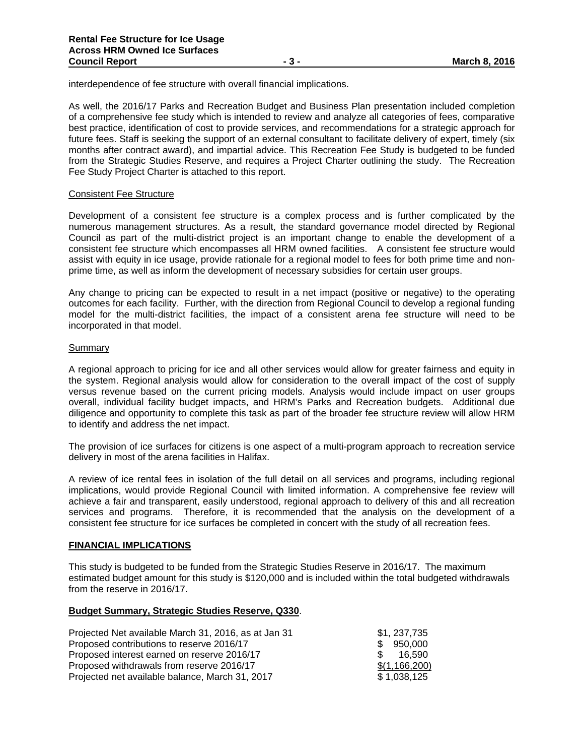interdependence of fee structure with overall financial implications.

As well, the 2016/17 Parks and Recreation Budget and Business Plan presentation included completion of a comprehensive fee study which is intended to review and analyze all categories of fees, comparative best practice, identification of cost to provide services, and recommendations for a strategic approach for future fees. Staff is seeking the support of an external consultant to facilitate delivery of expert, timely (six months after contract award), and impartial advice. This Recreation Fee Study is budgeted to be funded from the Strategic Studies Reserve, and requires a Project Charter outlining the study. The Recreation Fee Study Project Charter is attached to this report.

Consistent Fee Structure

Development of a consistent fee structure is a complex process and is further complicated by the numerous management structures. As a result, the standard governance model directed by Regional Council as part of the multi-district project is an important change to enable the development of a consistent fee structure which encompasses all HRM owned facilities. A consistent fee structure would assist with equity in ice usage, provide rationale for a regional model to fees for both prime time and non-prime time, as well as inform the development of necessary subsidies for certain user groups.

Any change to pricing can be expected to result in a net impact (positive or negative) to the operating outcomes for each facility. Further, with the direction from Regional Council to develop a regional funding model for the multi-district facilities, the impact of a consistent arena fee structure will need to be incorporated in that model.

Summary

A regional approach to pricing for ice and all other services would allow for greater fairness and equity in the system. Regional analysis would allow for consideration to the overall impact of the cost of supply versus revenue based on the current pricing models. Analysis would include impact on user groups overall, individual facility budget impacts, and HRM's Parks and Recreation budgets. Additional due diligence and opportunity to complete this task as part of the broader fee structure review will allow HRM to identify and address the net impact.

The provision of ice surfaces for citizens is one aspect of a multi-program approach to recreation service delivery in most of the arena facilities in Halifax.

A review of ice rental fees in isolation of the full detail on all services and programs, including regional implications, would provide Regional Council with limited information. A comprehensive fee review will achieve a fair and transparent, easily understood, regional approach to delivery of this and all recreation services and programs. Therefore, it is recommended that the analysis on the development of a consistent fee structure for ice surfaces be completed in concert with the study of all recreation fees.

**FINANCIAL IMPLICATIONS**

This study is budgeted to be funded from the Strategic Studies Reserve in 2016/17. The maximum estimated budget amount for this study is $120,000 and is included within the total budgeted withdrawals from the reserve in 2016/17.

**Budget Summary, Strategic Studies Reserve, Q330**.

| | |
|---|---|
| Projected Net available March 31, 2016, as at Jan 31 | $1, 237,735 |
| Proposed contributions to reserve 2016/17 | $ 950,000 |
| Proposed interest earned on reserve 2016/17 | $ 16,590 |
| Proposed withdrawals from reserve 2016/17 | $(1,166,200) |
| Projected net available balance, March 31, 2017 | $ 1,038,125 |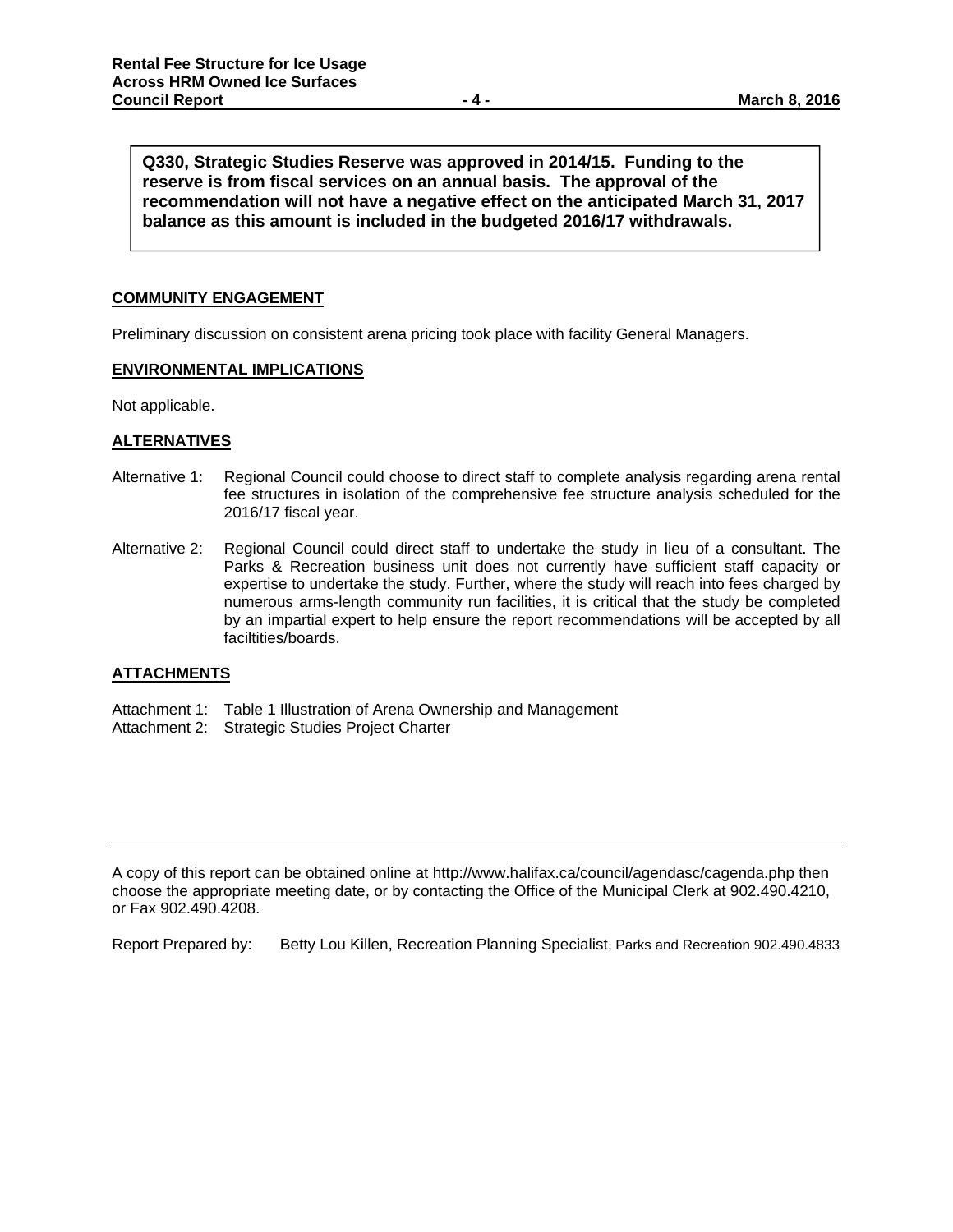**Q330, Strategic Studies Reserve was approved in 2014/15. Funding to the reserve is from fiscal services on an annual basis. The approval of the recommendation will not have a negative effect on the anticipated March 31, 2017 balance as this amount is included in the budgeted 2016/17 withdrawals.**

## COMMUNITY ENGAGEMENT

Preliminary discussion on consistent arena pricing took place with facility General Managers.

## ENVIRONMENTAL IMPLICATIONS

Not applicable.

## ALTERNATIVES

Alternative 1: Regional Council could choose to direct staff to complete analysis regarding arena rental fee structures in isolation of the comprehensive fee structure analysis scheduled for the 2016/17 fiscal year.

Alternative 2: Regional Council could direct staff to undertake the study in lieu of a consultant. The Parks & Recreation business unit does not currently have sufficient staff capacity or expertise to undertake the study. Further, where the study will reach into fees charged by numerous arms-length community run facilities, it is critical that the study be completed by an impartial expert to help ensure the report recommendations will be accepted by all faciltities/boards.

## ATTACHMENTS

Attachment 1: Table 1 Illustration of Arena Ownership and Management
Attachment 2: Strategic Studies Project Charter

---

A copy of this report can be obtained online at http://www.halifax.ca/council/agendasc/cagenda.php then choose the appropriate meeting date, or by contacting the Office of the Municipal Clerk at 902.490.4210, or Fax 902.490.4208.

Report Prepared by: Betty Lou Killen, Recreation Planning Specialist, Parks and Recreation 902.490.4833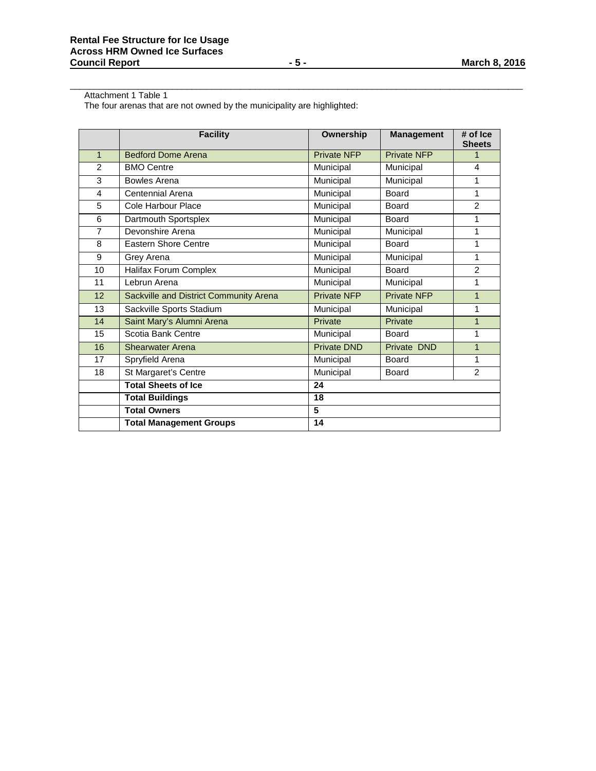Attachment 1 Table 1

The four arenas that are not owned by the municipality are highlighted:

| | Facility | Ownership | Management | # of Ice Sheets |
|---|---|---|---|---|
| 1 | Bedford Dome Arena | Private NFP | Private NFP | 1 |
| 2 | BMO Centre | Municipal | Municipal | 4 |
| 3 | Bowles Arena | Municipal | Municipal | 1 |
| 4 | Centennial Arena | Municipal | Board | 1 |
| 5 | Cole Harbour Place | Municipal | Board | 2 |
| 6 | Dartmouth Sportsplex | Municipal | Board | 1 |
| 7 | Devonshire Arena | Municipal | Municipal | 1 |
| 8 | Eastern Shore Centre | Municipal | Board | 1 |
| 9 | Grey Arena | Municipal | Municipal | 1 |
| 10 | Halifax Forum Complex | Municipal | Board | 2 |
| 11 | Lebrun Arena | Municipal | Municipal | 1 |
| 12 | Sackville and District Community Arena | Private NFP | Private NFP | 1 |
| 13 | Sackville Sports Stadium | Municipal | Municipal | 1 |
| 14 | Saint Mary's Alumni Arena | Private | Private | 1 |
| 15 | Scotia Bank Centre | Municipal | Board | 1 |
| 16 | Shearwater Arena | Private DND | Private DND | 1 |
| 17 | Spryfield Arena | Municipal | Board | 1 |
| 18 | St Margaret's Centre | Municipal | Board | 2 |
| | **Total Sheets of Ice** | **24** | | |
| | **Total Buildings** | **18** | | |
| | **Total Owners** | **5** | | |
| | **Total Management Groups** | **14** | | |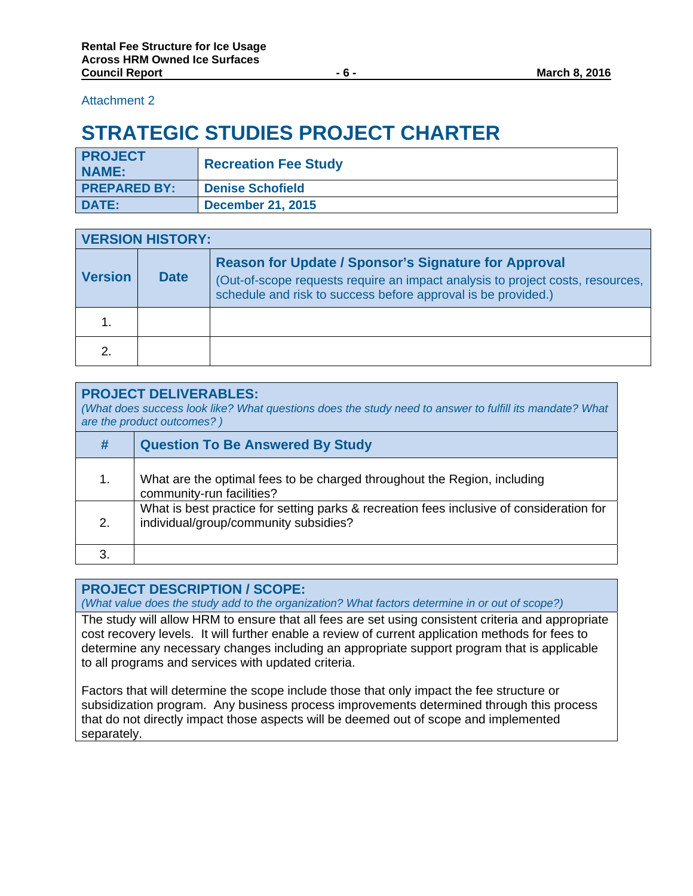Attachment 2

# STRATEGIC STUDIES PROJECT CHARTER

| PROJECT NAME: | Recreation Fee Study |
|---|---|
| PREPARED BY: | Denise Schofield |
| DATE: | December 21, 2015 |

| VERSION HISTORY: | | |
|---|---|---|
| Version | Date | Reason for Update / Sponsor's Signature for Approval (Out-of-scope requests require an impact analysis to project costs, resources, schedule and risk to success before approval is be provided.) |
| 1. | | |
| 2. | | |

**PROJECT DELIVERABLES:**
*(What does success look like? What questions does the study need to answer to fulfill its mandate? What are the product outcomes? )*

| # | Question To Be Answered By Study |
|---|---|
| 1. | What are the optimal fees to be charged throughout the Region, including community-run facilities? |
| 2. | What is best practice for setting parks & recreation fees inclusive of consideration for individual/group/community subsidies? |
| 3. | |

**PROJECT DESCRIPTION / SCOPE:**
*(What value does the study add to the organization? What factors determine in or out of scope?)*

The study will allow HRM to ensure that all fees are set using consistent criteria and appropriate cost recovery levels. It will further enable a review of current application methods for fees to determine any necessary changes including an appropriate support program that is applicable to all programs and services with updated criteria.

Factors that will determine the scope include those that only impact the fee structure or subsidization program. Any business process improvements determined through this process that do not directly impact those aspects will be deemed out of scope and implemented separately.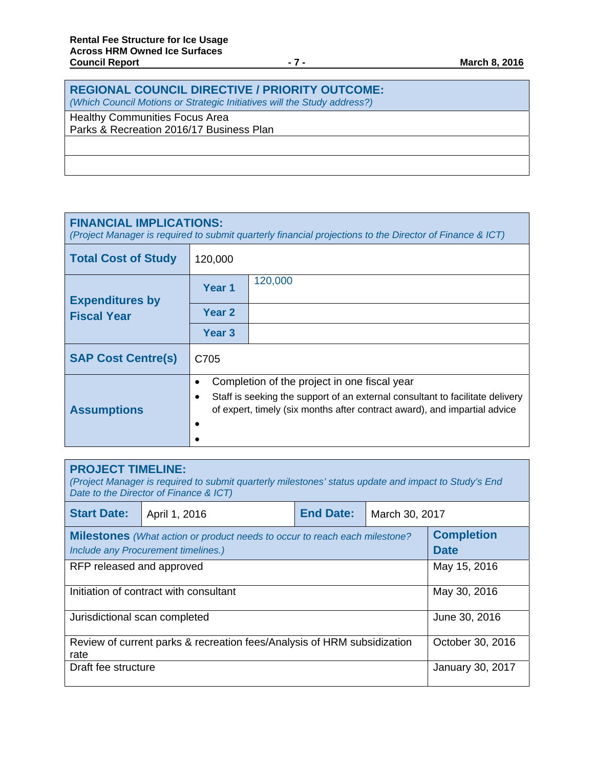| REGIONAL COUNCIL DIRECTIVE / PRIORITY OUTCOME: *(Which Council Motions or Strategic Initiatives will the Study address?)* |
|---|
| Healthy Communities Focus Area<br>Parks & Recreation 2016/17 Business Plan |
| |
| |

| FINANCIAL IMPLICATIONS: *(Project Manager is required to submit quarterly financial projections to the Director of Finance & ICT)* | | |
|---|---|---|
| **Total Cost of Study** | 120,000 | |
| **Expenditures by Fiscal Year** | **Year 1** | 120,000 |
| | **Year 2** | |
| | **Year 3** | |
| **SAP Cost Centre(s)** | C705 | |
| **Assumptions** | • Completion of the project in one fiscal year<br>• Staff is seeking the support of an external consultant to facilitate delivery of expert, timely (six months after contract award), and impartial advice<br>•<br>• | |

| PROJECT TIMELINE: *(Project Manager is required to submit quarterly milestones' status update and impact to Study's End Date to the Director of Finance & ICT)* | | | |
|---|---|---|---|
| **Start Date:** | April 1, 2016 | **End Date:** | March 30, 2017 |
| **Milestones** *(What action or product needs to occur to reach each milestone? Include any Procurement timelines.)* | | | **Completion Date** |
| RFP released and approved | | | May 15, 2016 |
| Initiation of contract with consultant | | | May 30, 2016 |
| Jurisdictional scan completed | | | June 30, 2016 |
| Review of current parks & recreation fees/Analysis of HRM subsidization rate | | | October 30, 2016 |
| Draft fee structure | | | January 30, 2017 |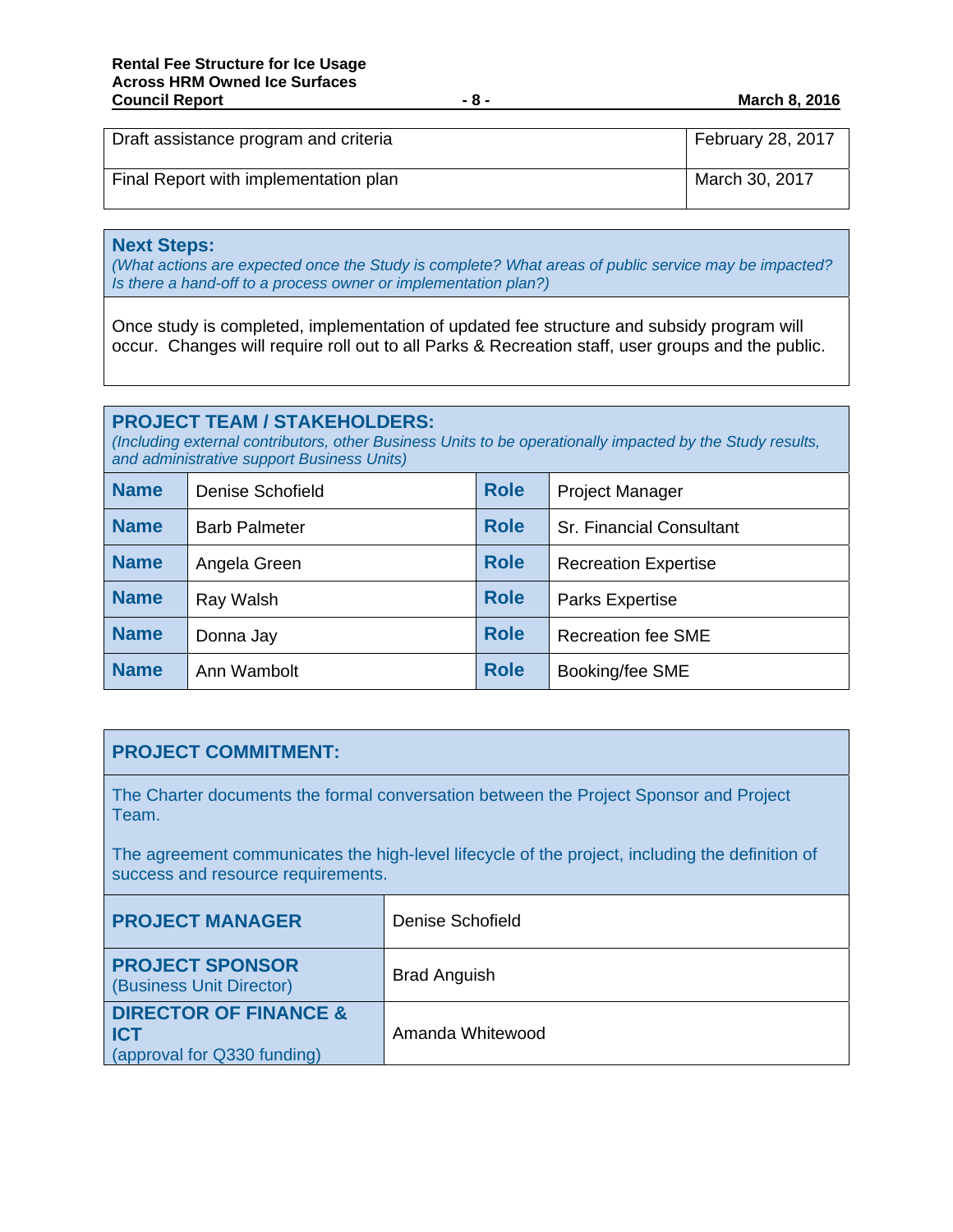| | |
|---|---|
| Draft assistance program and criteria | February 28, 2017 |
| Final Report with implementation plan | March 30, 2017 |

**Next Steps:**
*(What actions are expected once the Study is complete? What areas of public service may be impacted? Is there a hand-off to a process owner or implementation plan?)*

Once study is completed, implementation of updated fee structure and subsidy program will occur. Changes will require roll out to all Parks & Recreation staff, user groups and the public.

**PROJECT TEAM / STAKEHOLDERS:**
*(Including external contributors, other Business Units to be operationally impacted by the Study results, and administrative support Business Units)*

| | | | |
|---|---|---|---|
| **Name** | Denise Schofield | **Role** | Project Manager |
| **Name** | Barb Palmeter | **Role** | Sr. Financial Consultant |
| **Name** | Angela Green | **Role** | Recreation Expertise |
| **Name** | Ray Walsh | **Role** | Parks Expertise |
| **Name** | Donna Jay | **Role** | Recreation fee SME |
| **Name** | Ann Wambolt | **Role** | Booking/fee SME |

**PROJECT COMMITMENT:**

The Charter documents the formal conversation between the Project Sponsor and Project Team.

The agreement communicates the high-level lifecycle of the project, including the definition of success and resource requirements.

| | |
|---|---|
| **PROJECT MANAGER** | Denise Schofield |
| **PROJECT SPONSOR** (Business Unit Director) | Brad Anguish |
| **DIRECTOR OF FINANCE & ICT** (approval for Q330 funding) | Amanda Whitewood |